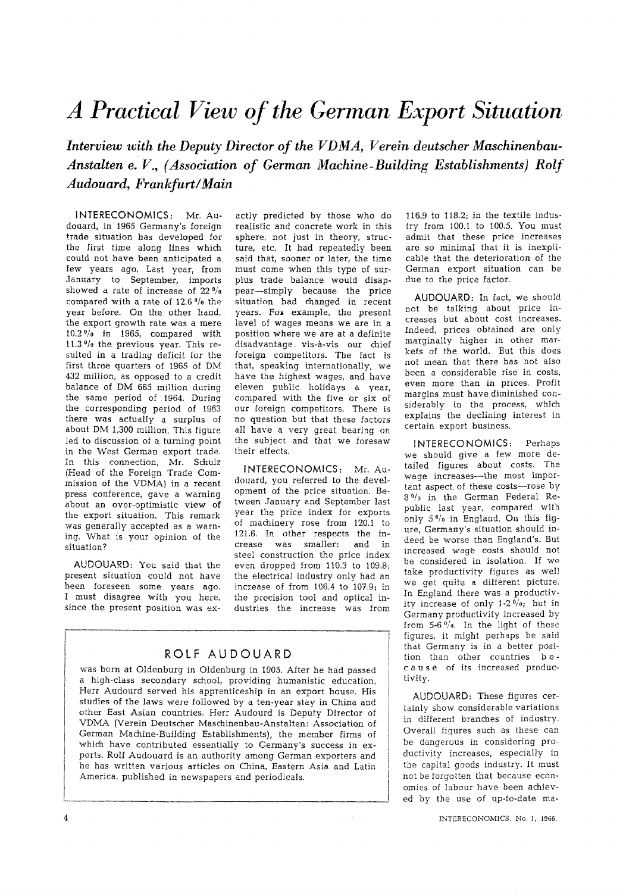# A Practical View of the German Export Situation

***Interview with the Deputy Director of the VDMA, Verein deutscher Maschinenbau-Anstalten e. V., (Association of German Machine-Building Establishments) Rolf Audouard, Frankfurt/Main***

INTERECONOMICS: Mr. Audouard, in 1965 Germany's foreign trade situation has developed for the first time along lines which could not have been anticipated a few years ago. Last year, from January to September, imports showed a rate of increase of 22 % compared with a rate of 12.6 % the year before. On the other hand, the export growth rate was a mere 10.2 % in 1965, compared with 11.3 % the previous year. This resulted in a trading deficit for the first three quarters of 1965 of DM 432 million, as opposed to a credit balance of DM 685 million during the same period of 1964. During the corresponding period of 1963 there was actually a surplus of about DM 1,300 million. This figure led to discussion of a turning point in the West German export trade. In this connection, Mr. Schulz (Head of the Foreign Trade Commission of the VDMA) in a recent press conference, gave a warning about an over-optimistic view of the export situation. This remark was generally accepted as a warning. What is your opinion of the situation?

AUDOUARD: You said that the present situation could not have been foreseen some years ago. I must disagree with you here, since the present position was exactly predicted by those who do realistic and concrete work in this sphere, not just in theory, structure, etc. It had repeatedly been said that, sooner or later, the time must come when this type of surplus trade balance would disappear—simply because the price situation had changed in recent years. For example, the present level of wages means we are in a position where we are at a definite disadvantage vis-à-vis our chief foreign competitors. The fact is that, speaking internationally, we have the highest wages, and have eleven public holidays a year, compared with the five or six of our foreign competitors. There is no question but that these factors all have a very great bearing on the subject and that we foresaw their effects.

INTERECONOMICS: Mr. Audouard, you referred to the development of the price situation. Between January and September last year the price index for exports of machinery rose from 120.1 to 121.6. In other respects the increase was smaller: and in steel construction the price index even dropped from 110.3 to 109.8; the electrical industry only had an increase of from 106.4 to 107.9; in the precision tool and optical industries the increase was from 116.9 to 118.2; in the textile industry from 100.1 to 100.5. You must admit that these price increases are so minimal that it is inexplicable that the deterioration of the German export situation can be due to the price factor.

AUDOUARD: In fact, we should not be talking about price increases but about cost increases. Indeed, prices obtained are only marginally higher in other markets of the world. But this does not mean that there has not also been a considerable rise in costs, even more than in prices. Profit margins must have diminished considerably in the process, which explains the declining interest in certain export business.

INTERECONOMICS: Perhaps we should give a few more detailed figures about costs. The wage increases—the most important aspect of these costs—rose by 8 % in the German Federal Republic last year, compared with only 5 % in England. On this figure, Germany's situation should indeed be worse than England's. But increased wage costs should not be considered in isolation. If we take productivity figures as well we get quite a different picture. In England there was a productivity increase of only 1-2 %; but in Germany productivity increased by from 5-6 %. In the light of these figures, it might perhaps be said that Germany is in a better position than other countries *because* of its increased productivity.

AUDOUARD: These figures certainly show considerable variations in different branches of industry. Overall figures such as these can be dangerous in considering productivity increases, especially in the capital goods industry. It must not be forgotten that because economies of labour have been achieved by the use of up-to-date ma-

---

## ROLF AUDOUARD

was born at Oldenburg in Oldenburg in 1905. After he had passed a high-class secondary school, providing humanistic education, Herr Audourd served his apprenticeship in an export house. His studies of the laws were followed by a ten-year stay in China and other East Asian countries. Herr Audourd is Deputy Director of VDMA (Verein Deutscher Maschinenbau-Anstalten: Association of German Machine-Building Establishments), the member firms of which have contributed essentially to Germany's success in exports. Rolf Audouard is an authority among German exporters and he has written various articles on China, Eastern Asia and Latin America, published in newspapers and periodicals.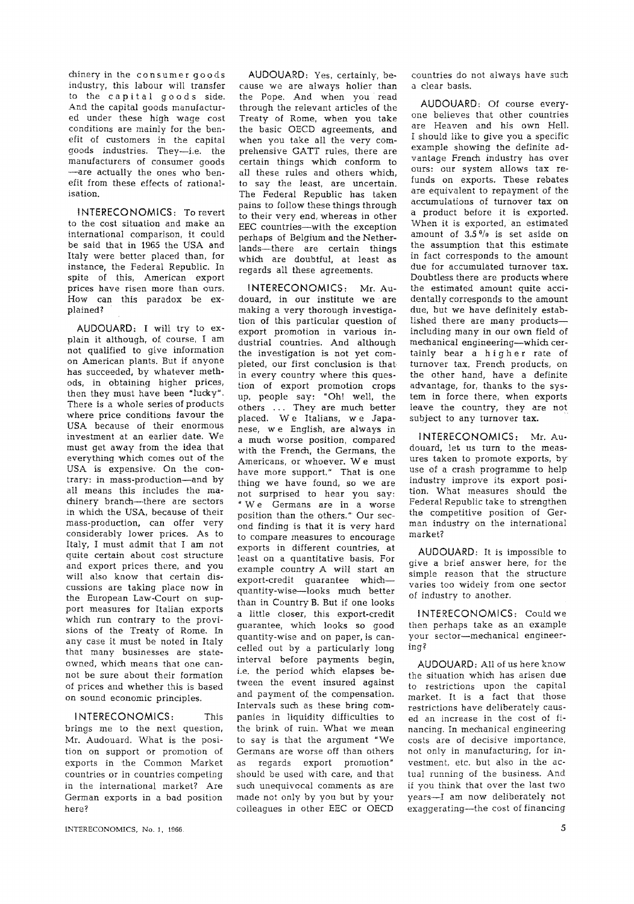chinery in the consumer goods industry, this labour will transfer to the capital goods side. And the capital goods manufactured under these high wage cost conditions are mainly for the benefit of customers in the capital goods industries. They—i.e. the manufacturers of consumer goods —are actually the ones who benefit from these effects of rationalisation.

**INTERECONOMICS:** To revert to the cost situation and make an international comparison, it could be said that in 1965 the USA and Italy were better placed than, for instance, the Federal Republic. In spite of this, American export prices have risen more than ours. How can this paradox be explained?

**AUDOUARD:** I will try to explain it although, of course, I am not qualified to give information on American plants. But if anyone has succeeded, by whatever methods, in obtaining higher prices, then they must have been "lucky". There is a whole series of products where price conditions favour the USA because of their enormous investment at an earlier date. We must get away from the idea that everything which comes out of the USA is expensive. On the contrary: in mass-production—and by all means this includes the machinery branch—there are sectors in which the USA, because of their mass-production, can offer very considerably lower prices. As to Italy, I must admit that I am not quite certain about cost structure and export prices there, and you will also know that certain discussions are taking place now in the European Law-Court on support measures for Italian exports which run contrary to the provisions of the Treaty of Rome. In any case it must be noted in Italy that many businesses are state-owned, which means that one cannot be sure about their formation of prices and whether this is based on sound economic principles.

**INTERECONOMICS:** This brings me to the next question, Mr. Audouard. What is the position on support or promotion of exports in the Common Market countries or in countries competing in the international market? Are German exports in a bad position here?

**AUDOUARD:** Yes, certainly, because we are always holier than the Pope. And when you read through the relevant articles of the Treaty of Rome, when you take the basic OECD agreements, and when you take all the very comprehensive GATT rules, there are certain things which conform to all these rules and others which, to say the least, are uncertain. The Federal Republic has taken pains to follow these things through to their very end, whereas in other EEC countries—with the exception perhaps of Belgium and the Netherlands—there are certain things which are doubtful, at least as regards all these agreements.

**INTERECONOMICS:** Mr. Audouard, in our institute we are making a very thorough investigation of this particular question of export promotion in various industrial countries. And although the investigation is not yet completed, our first conclusion is that in every country where this question of export promotion crops up, people say: "Oh! well, the others ... They are much better placed. We Italians, we Japanese, we English, are always in a much worse position, compared with the French, the Germans, the Americans, or whoever. We must have more support." That is one thing we have found, so we are not surprised to hear you say: "We Germans are in a worse position than the others." Our second finding is that it is very hard to compare measures to encourage exports in different countries, at least on a quantitative basis. For example country A will start an export-credit guarantee which—quantity-wise—looks much better than in Country B. But if one looks a little closer, this export-credit guarantee, which looks so good quantity-wise and on paper, is cancelled out by a particularly long interval before payments begin, i.e. the period which elapses between the event insured against and payment of the compensation. Intervals such as these bring companies in liquidity difficulties to the brink of ruin. What we mean to say is that the argument "We Germans are worse off than others as regards export promotion" should be used with care, and that such unequivocal comments as are made not only by you but by your colleagues in other EEC or OECD countries do not always have such a clear basis.

**AUDOUARD:** Of course everyone believes that other countries are Heaven and his own Hell. I should like to give you a specific example showing the definite advantage French industry has over ours: our system allows tax refunds on exports. These rebates are equivalent to repayment of the accumulations of turnover tax on a product before it is exported. When it is exported, an estimated amount of 3.5% is set aside on the assumption that this estimate in fact corresponds to the amount due for accumulated turnover tax. Doubtless there are products where the estimated amount quite accidentally corresponds to the amount due, but we have definitely established there are many products—including many in our own field of mechanical engineering—which certainly bear a higher rate of turnover tax. French products, on the other hand, have a definite advantage, for, thanks to the system in force there, when exports leave the country, they are not subject to any turnover tax.

**INTERECONOMICS:** Mr. Audouard, let us turn to the measures taken to promote exports, by use of a crash programme to help industry improve its export position. What measures should the Federal Republic take to strengthen the competitive position of German industry on the international market?

**AUDOUARD:** It is impossible to give a brief answer here, for the simple reason that the structure varies too widely from one sector of industry to another.

**INTERECONOMICS:** Could we then perhaps take as an example your sector—mechanical engineering?

**AUDOUARD:** All of us here know the situation which has arisen due to restrictions upon the capital market. It is a fact that those restrictions have deliberately caused an increase in the cost of financing. In mechanical engineering costs are of decisive importance, not only in manufacturing, for investment, etc. but also in the actual running of the business. And if you think that over the last two years—I am now deliberately not exaggerating—the cost of financing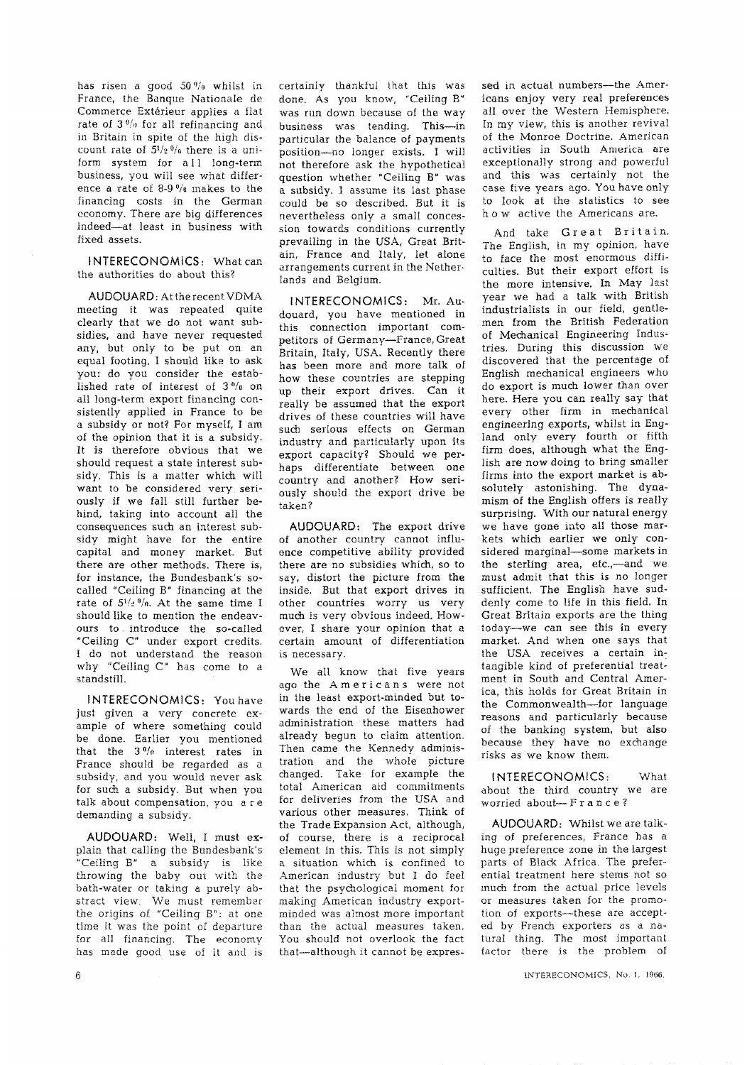has risen a good 50 % whilst in France, the Banque Nationale de Commerce Extérieur applies a flat rate of 3 % for all refinancing and in Britain in spite of the high discount rate of $5^1/_2$ % there is a uniform system for **all** long-term business, you will see what difference a rate of 8-9 % makes to the financing costs in the German economy. There are big differences indeed—at least in business with fixed assets.

INTERECONOMICS: What can the authorities do about this?

AUDOUARD: At the recent VDMA meeting it was repeated quite clearly that we do not want subsidies, and have never requested any, but only to be put on an equal footing. I should like to ask you: do you consider the established rate of interest of 3 % on all long-term export financing consistently applied in France to be a subsidy or not? For myself, I am of the opinion that it is a subsidy. It is therefore obvious that we should request a state interest subsidy. This is a matter which will want to be considered very seriously if we fall still further behind, taking into account all the consequences such an interest subsidy might have for the entire capital and money market. But there are other methods. There is, for instance, the Bundesbank's so-called "Ceiling B" financing at the rate of $5^1/_2$ %. At the same time I should like to mention the endeavours to introduce the so-called "Ceiling C" under export credits. I do not understand the reason why "Ceiling C" has come to a standstill.

INTERECONOMICS: You have just given a very concrete example of where something could be done. Earlier you mentioned that the 3 % interest rates in France should be regarded as a subsidy, and you would never ask for such a subsidy. But when you talk about compensation, you **are** demanding a subsidy.

AUDOUARD: Well, I must explain that calling the Bundesbank's "Ceiling B" a subsidy is like throwing the baby out with the bath-water or taking a purely abstract view. We must remember the origins of "Ceiling B": at one time it was the point of departure for all financing. The economy has made good use of it and is certainly thankful that this was done. As you know, "Ceiling B" was run down because of the way business was tending. This—in particular the balance of payments position—no longer exists. I will not therefore ask the hypothetical question whether "Ceiling B" was a subsidy. I assume its last phase could be so described. But it is nevertheless only a small concession towards conditions currently prevailing in the USA, Great Britain, France and Italy, let alone arrangements current in the Netherlands and Belgium.

INTERECONOMICS: Mr. Audouard, you have mentioned in this connection important competitors of Germany—France, Great Britain, Italy, USA. Recently there has been more and more talk of how these countries are stepping up their export drives. Can it really be assumed that the export drives of these countries will have such serious effects on German industry and particularly upon its export capacity? Should we perhaps differentiate between one country and another? How seriously should the export drive be taken?

AUDOUARD: The export drive of another country cannot influence competitive ability provided there are no subsidies which, so to say, distort the picture from the inside. But that export drives in other countries worry us very much is very obvious indeed. However, I share your opinion that a certain amount of differentiation is necessary.

We all know that five years ago the **Americans** were not in the least export-minded but towards the end of the Eisenhower administration these matters had already begun to claim attention. Then came the Kennedy administration and the whole picture changed. Take for example the total American aid commitments for deliveries from the USA and various other measures. Think of the Trade Expansion Act, although, of course, there is a reciprocal element in this. This is not simply a situation which is confined to American industry but I do feel that the psychological moment for making American industry export-minded was almost more important than the actual measures taken. You should not overlook the fact that—although it cannot be expressed in actual numbers—the Americans enjoy very real preferences all over the Western Hemisphere. In my view, this is another revival of the Monroe Doctrine. American activities in South America are exceptionally strong and powerful and this was certainly not the case five years ago. You have only to look at the statistics to see **how** active the Americans are.

And take **Great Britain**. The English, in my opinion, have to face the most enormous difficulties. But their export effort is the more intensive. In May last year we had a talk with British industrialists in our field, gentlemen from the British Federation of Mechanical Engineering Industries. During this discussion we discovered that the percentage of English mechanical engineers who do export is much lower than over here. Here you can really say that every other firm in mechanical engineering exports, whilst in England only every fourth or fifth firm does, although what the English are now doing to bring smaller firms into the export market is absolutely astonishing. The dynamism of the English offers is really surprising. With our natural energy we have gone into all those markets which earlier we only considered marginal—some markets in the sterling area, etc.,—and we must admit that this is no longer sufficient. The English have suddenly come to life in this field. In Great Britain exports are the thing today—we can see this in every market. And when one says that the USA receives a certain intangible kind of preferential treatment in South and Central America, this holds for Great Britain in the Commonwealth—for language reasons and particularly because of the banking system, but also because they have no exchange risks as we know them.

INTERECONOMICS: What about the third country we are worried about—**France**?

AUDOUARD: Whilst we are talking of preferences, France has a huge preference zone in the largest parts of Black Africa. The preferential treatment here stems not so much from the actual price levels or measures taken for the promotion of exports—these are accepted by French exporters as a natural thing. The most important factor there is the problem of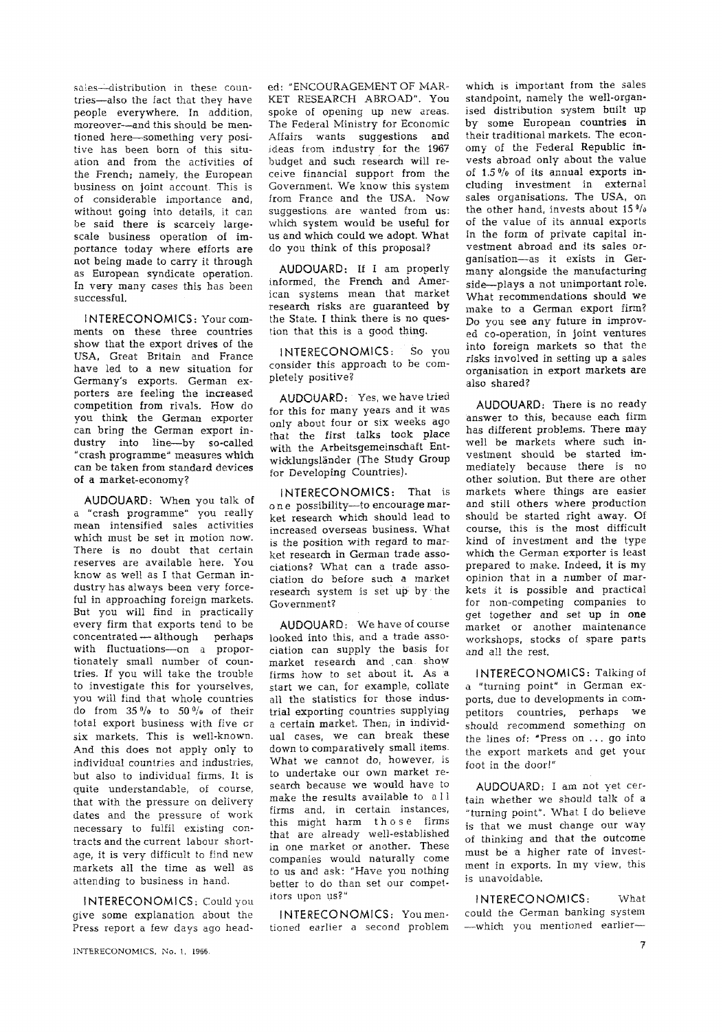sales—distribution in these countries—also the fact that they have people everywhere. In addition, moreover—and this should be mentioned here—something very positive has been born of this situation and from the activities of the French; namely, the European business on joint account. This is of considerable importance and, without going into details, it can be said there is scarcely large-scale business operation of importance today where efforts are not being made to carry it through as European syndicate operation. In very many cases this has been successful.

**INTERECONOMICS:** Your comments on these three countries show that the export drives of the USA, Great Britain and France have led to a new situation for Germany's exports. German exporters are feeling the increased competition from rivals. How do you think the German exporter can bring the German export industry into line—by so-called "crash programme" measures which can be taken from standard devices of a market-economy?

**AUDOUARD:** When you talk of a "crash programme" you really mean intensified sales activities which must be set in motion now. There is no doubt that certain reserves are available here. You know as well as I that German industry has always been very forceful in approaching foreign markets. But you will find in practically every firm that exports tend to be concentrated — although perhaps with fluctuations—on a proportionately small number of countries. If you will take the trouble to investigate this for yourselves, you will find that whole countries do from 35 % to 50 % of their total export business with five or six markets. This is well-known. And this does not apply only to individual countries and industries, but also to individual firms. It is quite understandable, of course, that with the pressure on delivery dates and the pressure of work necessary to fulfil existing contracts and the current labour shortage, it is very difficult to find new markets all the time as well as attending to business in hand.

**INTERECONOMICS:** Could you give some explanation about the Press report a few days ago headed: "ENCOURAGEMENT OF MARKET RESEARCH ABROAD". You spoke of opening up new areas. The Federal Ministry for Economic Affairs wants suggestions and ideas from industry for the 1967 budget and such research will receive financial support from the Government. We know this system from France and the USA. Now suggestions are wanted from us: which system would be useful for us and which could we adopt. What do you think of this proposal?

**AUDOUARD:** If I am properly informed, the French and American systems mean that market research risks are guaranteed by the State. I think there is no question that this is a good thing.

**INTERECONOMICS:** So you consider this approach to be completely positive?

**AUDOUARD:** Yes, we have tried for this for many years and it was only about four or six weeks ago that the first talks took place with the Arbeitsgemeinschaft Entwicklungsländer (The Study Group for Developing Countries).

**INTERECONOMICS:** That is *one* possibility—to encourage market research which should lead to increased overseas business. What is the position with regard to market research in German trade associations? What can a trade association do before such a market research system is set up by the Government?

**AUDOUARD:** We have of course looked into this, and a trade association can supply the basis for market research and can show firms how to set about it. As a start we can, for example, collate all the statistics for those industrial exporting countries supplying a certain market. Then, in individual cases, we can break these down to comparatively small items. What we cannot do, however, is to undertake our own market research because we would have to make the results available to *all* firms and, in certain instances, this might harm *those* firms that are already well-established in one market or another. These companies would naturally come to us and ask: "Have you nothing better to do than set our competitors upon us?"

**INTERECONOMICS:** You mentioned earlier a second problem which is important from the sales standpoint, namely the well-organised distribution system built up by some European countries in their traditional markets. The economy of the Federal Republic invests abroad only about the value of 1.5 % of its annual exports including investment in external sales organisations. The USA, on the other hand, invests about 15 % of the value of its annual exports in the form of private capital investment abroad and its sales organisation—as it exists in Germany alongside the manufacturing side—plays a not unimportant role. What recommendations should we make to a German export firm? Do you see any future in improved co-operation, in joint ventures into foreign markets so that the risks involved in setting up a sales organisation in export markets are also shared?

**AUDOUARD:** There is no ready answer to this, because each firm has different problems. There may well be markets where such investment should be started immediately because there is no other solution. But there are other markets where things are easier and still others where production should be started right away. Of course, this is the most difficult kind of investment and the type which the German exporter is least prepared to make. Indeed, it is my opinion that in a number of markets it is possible and practical for non-competing companies to get together and set up in one market or another maintenance workshops, stocks of spare parts and all the rest.

**INTERECONOMICS:** Talking of a "turning point" in German exports, due to developments in competitors countries, perhaps we should recommend something on the lines of: "Press on ... go into the export markets and get your foot in the door!"

**AUDOUARD:** I am not yet certain whether we should talk of a "turning point". What I do believe is that we must change our way of thinking and that the outcome must be a higher rate of investment in exports. In my view, this is unavoidable.

**INTERECONOMICS:** What could the German banking system —which you mentioned earlier—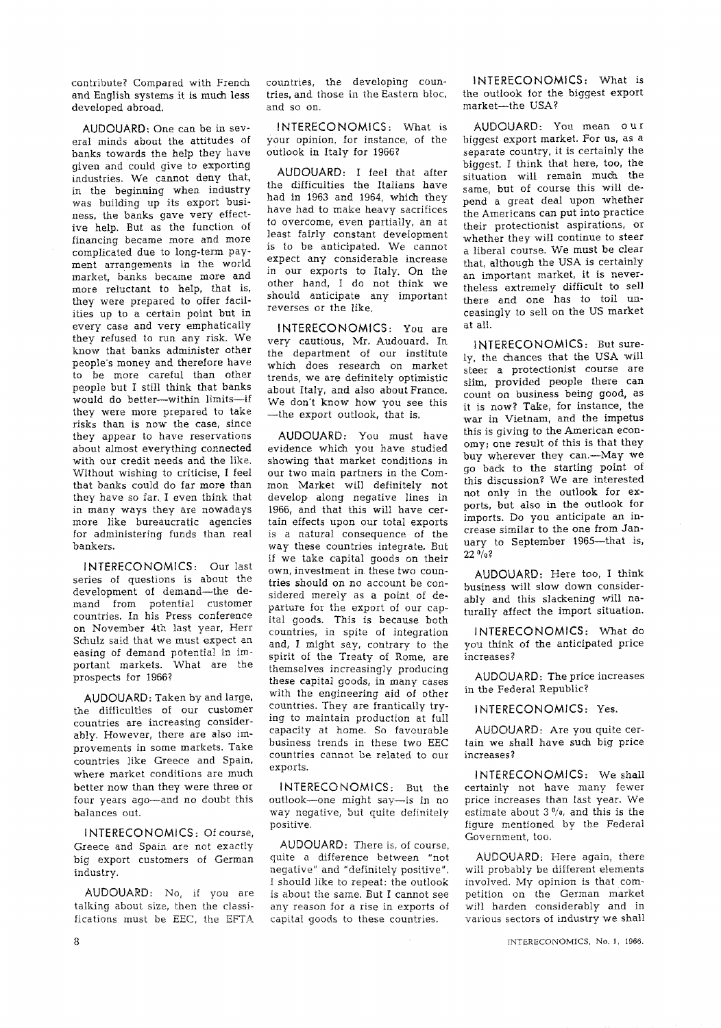contribute? Compared with French and English systems it is much less developed abroad.

AUDOUARD: One can be in several minds about the attitudes of banks towards the help they have given and could give to exporting industries. We cannot deny that, in the beginning when industry was building up its export business, the banks gave very effective help. But as the function of financing became more and more complicated due to long-term payment arrangements in the world market, banks became more and more reluctant to help, that is, they were prepared to offer facilities up to a certain point but in every case and very emphatically they refused to run any risk. We know that banks administer other people's money and therefore have to be more careful than other people but I still think that banks would do better—within limits—if they were more prepared to take risks than is now the case, since they appear to have reservations about almost everything connected with our credit needs and the like. Without wishing to criticise, I feel that banks could do far more than they have so far. I even think that in many ways they are nowadays more like bureaucratic agencies for administering funds than real bankers.

INTERECONOMICS: Our last series of questions is about the development of demand—the demand from potential customer countries. In his Press conference on November 4th last year, Herr Schulz said that we must expect an easing of demand potential in important markets. What are the prospects for 1966?

AUDOUARD: Taken by and large, the difficulties of our customer countries are increasing considerably. However, there are also improvements in some markets. Take countries like Greece and Spain, where market conditions are much better now than they were three or four years ago—and no doubt this balances out.

INTERECONOMICS: Of course, Greece and Spain are not exactly big export customers of German industry.

AUDOUARD: No, if you are talking about size, then the classifications must be EEC, the EFTA countries, the developing countries, and those in the Eastern bloc, and so on.

INTERECONOMICS: What is your opinion, for instance, of the outlook in Italy for 1966?

AUDOUARD: I feel that after the difficulties the Italians have had in 1963 and 1964, which they have had to make heavy sacrifices to overcome, even partially, an at least fairly constant development is to be anticipated. We cannot expect any considerable increase in our exports to Italy. On the other hand, I do not think we should anticipate any important reverses or the like.

INTERECONOMICS: You are very cautious, Mr. Audouard. In the department of our institute which does research on market trends, we are definitely optimistic about Italy, and also about France. We don't know how you see this —the export outlook, that is.

AUDOUARD: You must have evidence which you have studied showing that market conditions in our two main partners in the Common Market will definitely not develop along negative lines in 1966, and that this will have certain effects upon our total exports is a natural consequence of the way these countries integrate. But if we take capital goods on their own, investment in these two countries should on no account be considered merely as a point of departure for the export of our capital goods. This is because both countries, in spite of integration and, I might say, contrary to the spirit of the Treaty of Rome, are themselves increasingly producing these capital goods, in many cases with the engineering aid of other countries. They are frantically trying to maintain production at full capacity at home. So favourable business trends in these two EEC countries cannot be related to our exports.

INTERECONOMICS: But the outlook—one might say—is in no way negative, but quite definitely positive.

AUDOUARD: There is, of course, quite a difference between "not negative" and "definitely positive". I should like to repeat: the outlook is about the same. But I cannot see any reason for a rise in exports of capital goods to these countries.

INTERECONOMICS: What is the outlook for the biggest export market—the USA?

AUDOUARD: You mean *our* biggest export market. For us, as a separate country, it is certainly the biggest. I think that here, too, the situation will remain much the same, but of course this will depend a great deal upon whether the Americans can put into practice their protectionist aspirations, or whether they will continue to steer a liberal course. We must be clear that, although the USA is certainly an important market, it is nevertheless extremely difficult to sell there and one has to toil unceasingly to sell on the US market at all.

INTERECONOMICS: But surely, the chances that the USA will steer a protectionist course are slim, provided people there can count on business being good, as it is now? Take, for instance, the war in Vietnam, and the impetus this is giving to the American economy; one result of this is that they buy wherever they can.—May we go back to the starting point of this discussion? We are interested not only in the outlook for exports, but also in the outlook for imports. Do you anticipate an increase similar to the one from January to September 1965—that is, 22 %?

AUDOUARD: Here too, I think business will slow down considerably and this slackening will naturally affect the import situation.

INTERECONOMICS: What do you think of the anticipated price increases?

AUDOUARD: The price increases in the Federal Republic?

INTERECONOMICS: Yes.

AUDOUARD: Are you quite certain we shall have such big price increases?

INTERECONOMICS: We shall certainly not have many fewer price increases than last year. We estimate about 3 %, and this is the figure mentioned by the Federal Government, too.

AUDOUARD: Here again, there will probably be different elements involved. My opinion is that competition on the German market will harden considerably and in various sectors of industry we shall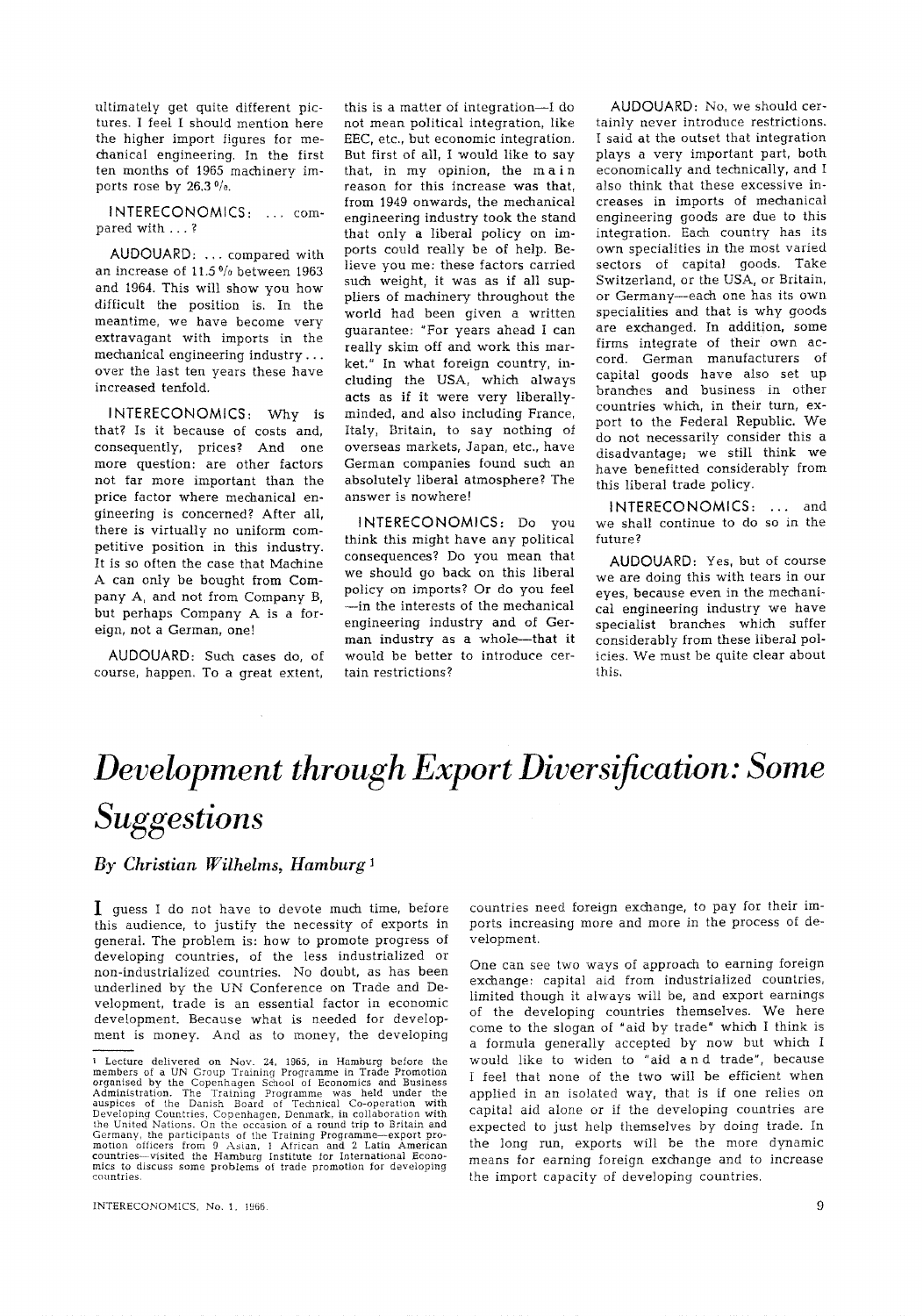ultimately get quite different pictures. I feel I should mention here the higher import figures for mechanical engineering. In the first ten months of 1965 machinery imports rose by 26.3 %.

INTERECONOMICS: ... compared with ... ?

AUDOUARD: ... compared with an increase of 11.5 % between 1963 and 1964. This will show you how difficult the position is. In the meantime, we have become very extravagant with imports in the mechanical engineering industry ... over the last ten years these have increased tenfold.

INTERECONOMICS: Why is that? Is it because of costs and, consequently, prices? And one more question: are other factors not far more important than the price factor where mechanical engineering is concerned? After all, there is virtually no uniform competitive position in this industry. It is so often the case that Machine A can only be bought from Company A, and not from Company B, but perhaps Company A is a foreign, not a German, one!

AUDOUARD: Such cases do, of course, happen. To a great extent, this is a matter of integration—I do not mean political integration, like EEC, etc., but economic integration. But first of all, I would like to say that, in my opinion, the m a i n reason for this increase was that, from 1949 onwards, the mechanical engineering industry took the stand that only a liberal policy on imports could really be of help. Believe you me: these factors carried such weight, it was as if all suppliers of machinery throughout the world had been given a written guarantee: "For years ahead I can really skim off and work this market." In what foreign country, including the USA, which always acts as if it were very liberally-minded, and also including France, Italy, Britain, to say nothing of overseas markets, Japan, etc., have German companies found such an absolutely liberal atmosphere? The answer is nowhere!

INTERECONOMICS: Do you think this might have any political consequences? Do you mean that we should go back on this liberal policy on imports? Or do you feel —in the interests of the mechanical engineering industry and of German industry as a whole—that it would be better to introduce certain restrictions?

AUDOUARD: No, we should certainly never introduce restrictions. I said at the outset that integration plays a very important part, both economically and technically, and I also think that these excessive increases in imports of mechanical engineering goods are due to this integration. Each country has its own specialities in the most varied sectors of capital goods. Take Switzerland, or the USA, or Britain, or Germany—each one has its own specialities and that is why goods are exchanged. In addition, some firms integrate of their own accord. German manufacturers of capital goods have also set up branches and business in other countries which, in their turn, export to the Federal Republic. We do not necessarily consider this a disadvantage; we still think we have benefitted considerably from this liberal trade policy.

INTERECONOMICS: ... and we shall continue to do so in the future?

AUDOUARD: Yes, but of course we are doing this with tears in our eyes, because even in the mechanical engineering industry we have specialist branches which suffer considerably from these liberal policies. We must be quite clear about this.

# *Development through Export Diversification: Some Suggestions*

## *By Christian Wilhelms, Hamburg* [1]

I guess I do not have to devote much time, before this audience, to justify the necessity of exports in general. The problem is: how to promote progress of developing countries, of the less industrialized or non-industrialized countries. No doubt, as has been underlined by the UN Conference on Trade and Development, trade is an essential factor in economic development. Because what is needed for development is money. And as to money, the developing countries need foreign exchange, to pay for their imports increasing more and more in the process of development.

One can see two ways of approach to earning foreign exchange: capital aid from industrialized countries, limited though it always will be, and export earnings of the developing countries themselves. We here come to the slogan of "aid by trade" which I think is a formula generally accepted by now but which I would like to widen to "aid a n d trade", because I feel that none of the two will be efficient when applied in an isolated way, that is if one relies on capital aid alone or if the developing countries are expected to just help themselves by doing trade. In the long run, exports will be the more dynamic means for earning foreign exchange and to increase the import capacity of developing countries.

[1] Lecture delivered on Nov. 24, 1965, in Hamburg before the members of a UN Group Training Programme in Trade Promotion organised by the Copenhagen School of Economics and Business Administration. The Training Programme was held under the auspices of the Danish Board of Technical Co-operation with Developing Countries, Copenhagen, Denmark, in collaboration with the United Nations. On the occasion of a round trip to Britain and Germany, the participants of the Training Programme—export promotion officers from 9 Asian, 1 African and 2 Latin American countries—visited the Hamburg Institute for International Economics to discuss some problems of trade promotion for developing countries.